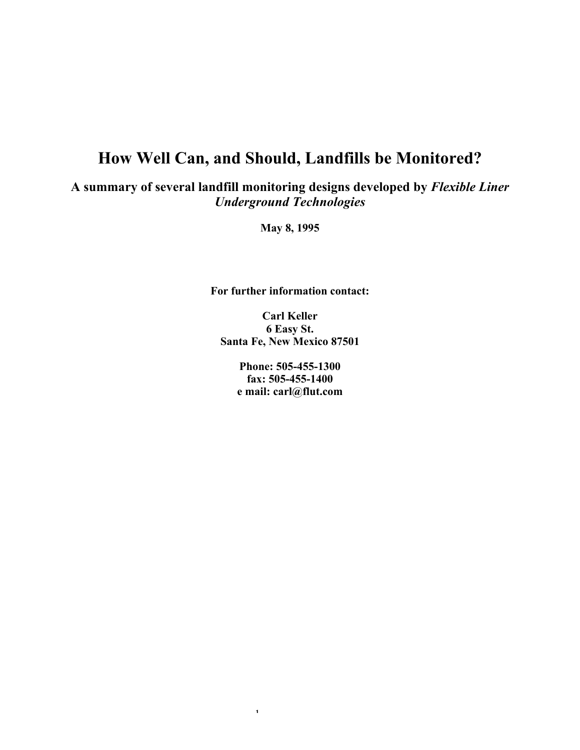# How Well Can, and Should, Landfills be Monitored?

## A summary of several landfill monitoring designs developed by *Flexible Liner Underground Technologies*

**May 8, 1995**

**For further information contact:**

**Carl Keller**
**6 Easy St.**
**Santa Fe, New Mexico 87501**

**Phone: 505-455-1300**
**fax: 505-455-1400**
**e mail: carl@flut.com**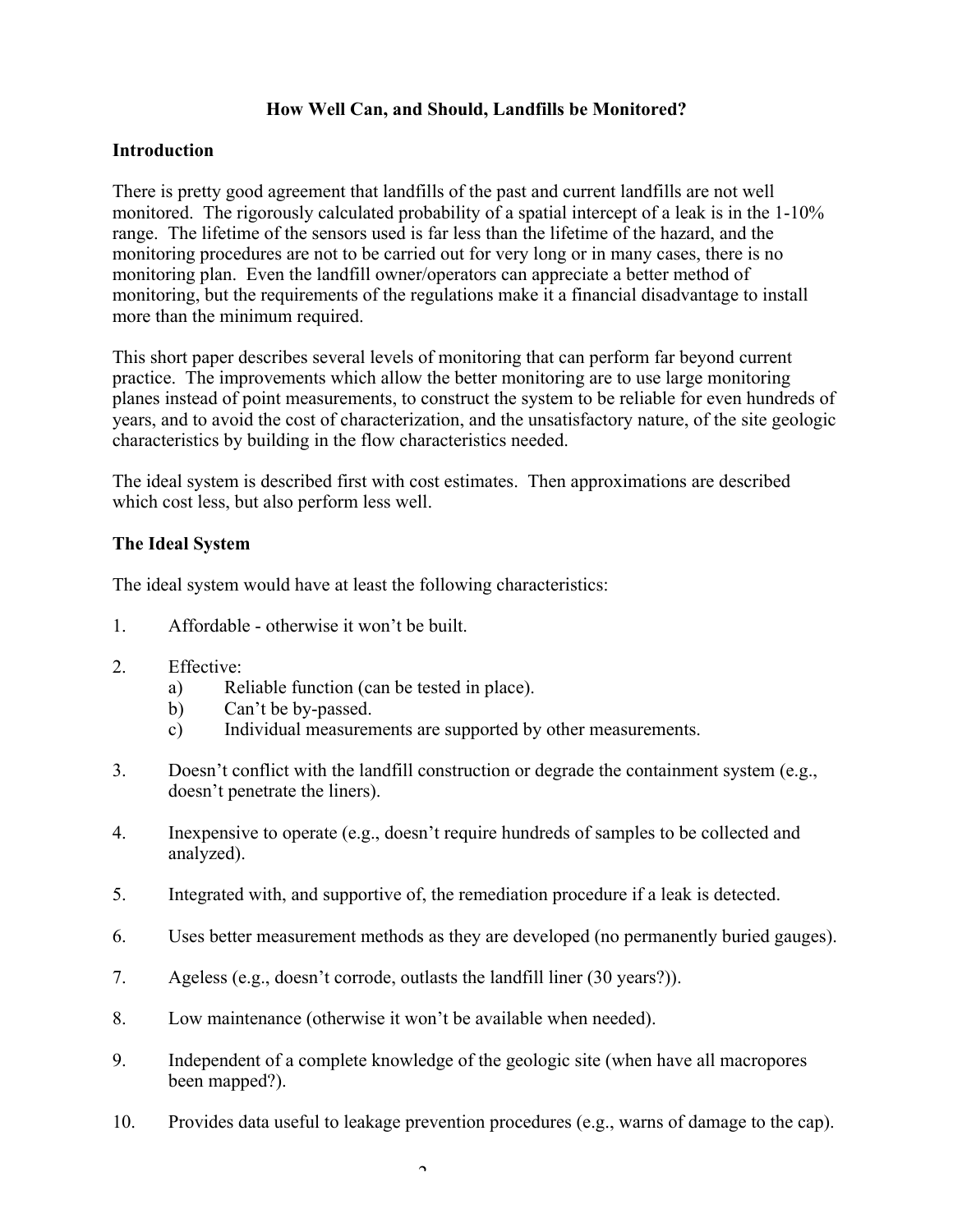## How Well Can, and Should, Landfills be Monitored?

### Introduction

There is pretty good agreement that landfills of the past and current landfills are not well monitored. The rigorously calculated probability of a spatial intercept of a leak is in the 1-10% range. The lifetime of the sensors used is far less than the lifetime of the hazard, and the monitoring procedures are not to be carried out for very long or in many cases, there is no monitoring plan. Even the landfill owner/operators can appreciate a better method of monitoring, but the requirements of the regulations make it a financial disadvantage to install more than the minimum required.

This short paper describes several levels of monitoring that can perform far beyond current practice. The improvements which allow the better monitoring are to use large monitoring planes instead of point measurements, to construct the system to be reliable for even hundreds of years, and to avoid the cost of characterization, and the unsatisfactory nature, of the site geologic characteristics by building in the flow characteristics needed.

The ideal system is described first with cost estimates. Then approximations are described which cost less, but also perform less well.

### The Ideal System

The ideal system would have at least the following characteristics:

1. Affordable - otherwise it won't be built.
2. Effective:
   a) Reliable function (can be tested in place).
   b) Can't be by-passed.
   c) Individual measurements are supported by other measurements.
3. Doesn't conflict with the landfill construction or degrade the containment system (e.g., doesn't penetrate the liners).
4. Inexpensive to operate (e.g., doesn't require hundreds of samples to be collected and analyzed).
5. Integrated with, and supportive of, the remediation procedure if a leak is detected.
6. Uses better measurement methods as they are developed (no permanently buried gauges).
7. Ageless (e.g., doesn't corrode, outlasts the landfill liner (30 years?)).
8. Low maintenance (otherwise it won't be available when needed).
9. Independent of a complete knowledge of the geologic site (when have all macropores been mapped?).
10. Provides data useful to leakage prevention procedures (e.g., warns of damage to the cap).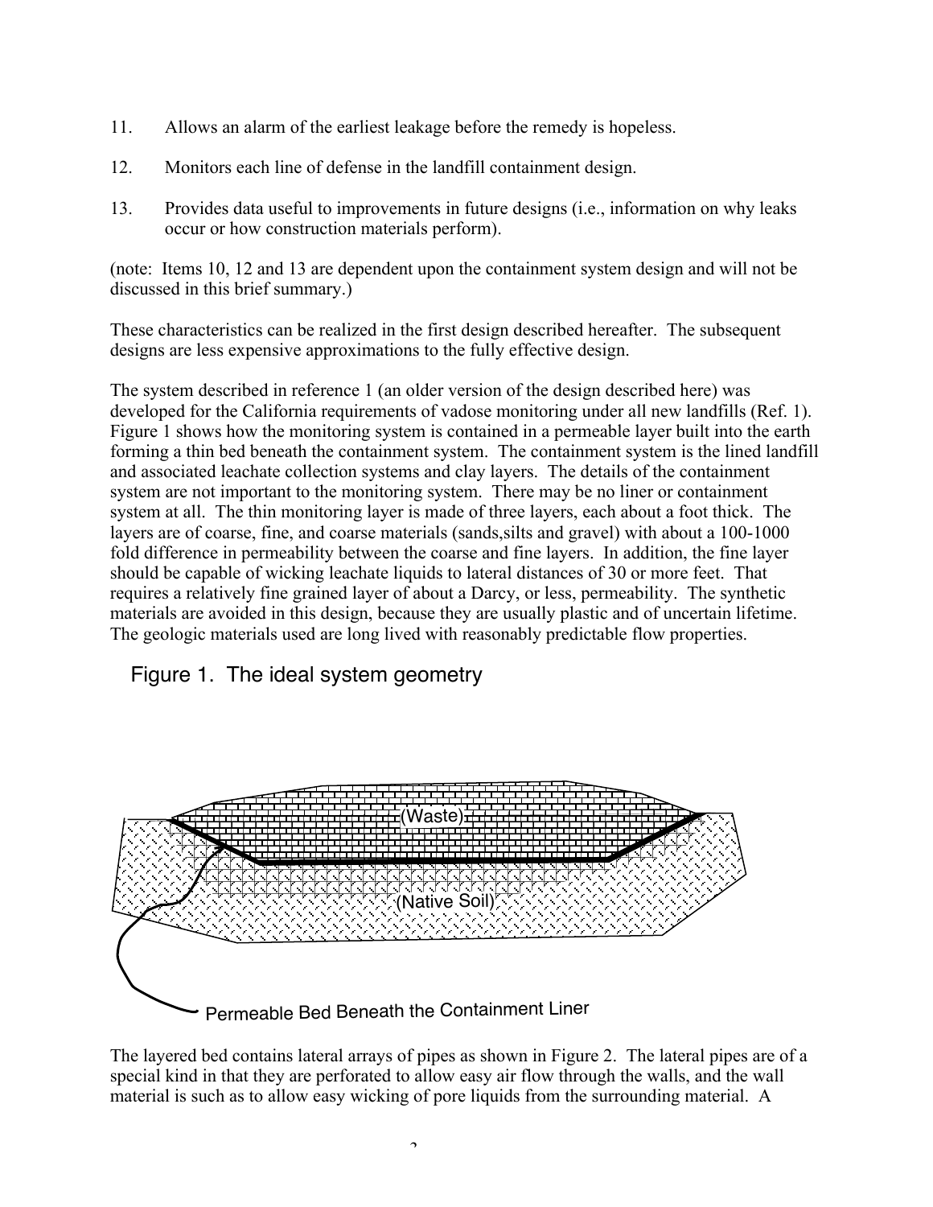11. Allows an alarm of the earliest leakage before the remedy is hopeless.

12. Monitors each line of defense in the landfill containment design.

13. Provides data useful to improvements in future designs (i.e., information on why leaks occur or how construction materials perform).

(note: Items 10, 12 and 13 are dependent upon the containment system design and will not be discussed in this brief summary.)

These characteristics can be realized in the first design described hereafter. The subsequent designs are less expensive approximations to the fully effective design.

The system described in reference 1 (an older version of the design described here) was developed for the California requirements of vadose monitoring under all new landfills (Ref. 1). Figure 1 shows how the monitoring system is contained in a permeable layer built into the earth forming a thin bed beneath the containment system. The containment system is the lined landfill and associated leachate collection systems and clay layers. The details of the containment system are not important to the monitoring system. There may be no liner or containment system at all. The thin monitoring layer is made of three layers, each about a foot thick. The layers are of coarse, fine, and coarse materials (sands,silts and gravel) with about a 100-1000 fold difference in permeability between the coarse and fine layers. In addition, the fine layer should be capable of wicking leachate liquids to lateral distances of 30 or more feet. That requires a relatively fine grained layer of about a Darcy, or less, permeability. The synthetic materials are avoided in this design, because they are usually plastic and of uncertain lifetime. The geologic materials used are long lived with reasonably predictable flow properties.

Figure 1. The ideal system geometry

(Waste)

(Native Soil)

Permeable Bed Beneath the Containment Liner

The layered bed contains lateral arrays of pipes as shown in Figure 2. The lateral pipes are of a special kind in that they are perforated to allow easy air flow through the walls, and the wall material is such as to allow easy wicking of pore liquids from the surrounding material. A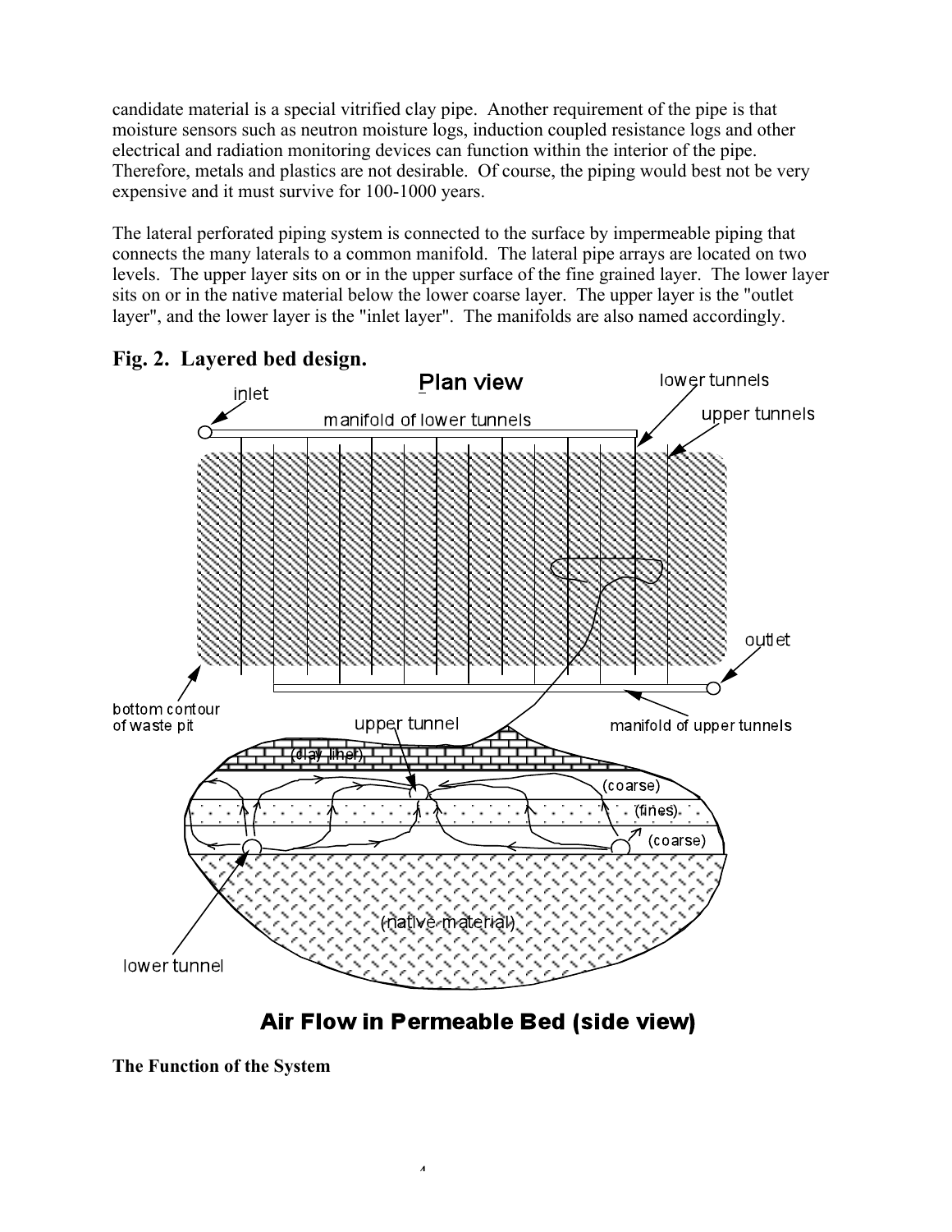candidate material is a special vitrified clay pipe. Another requirement of the pipe is that moisture sensors such as neutron moisture logs, induction coupled resistance logs and other electrical and radiation monitoring devices can function within the interior of the pipe. Therefore, metals and plastics are not desirable. Of course, the piping would best not be very expensive and it must survive for 100-1000 years.

The lateral perforated piping system is connected to the surface by impermeable piping that connects the many laterals to a common manifold. The lateral pipe arrays are located on two levels. The upper layer sits on or in the upper surface of the fine grained layer. The lower layer sits on or in the native material below the lower coarse layer. The upper layer is the "outlet layer", and the lower layer is the "inlet layer". The manifolds are also named accordingly.

**Fig. 2. Layered bed design.**

### The Function of the System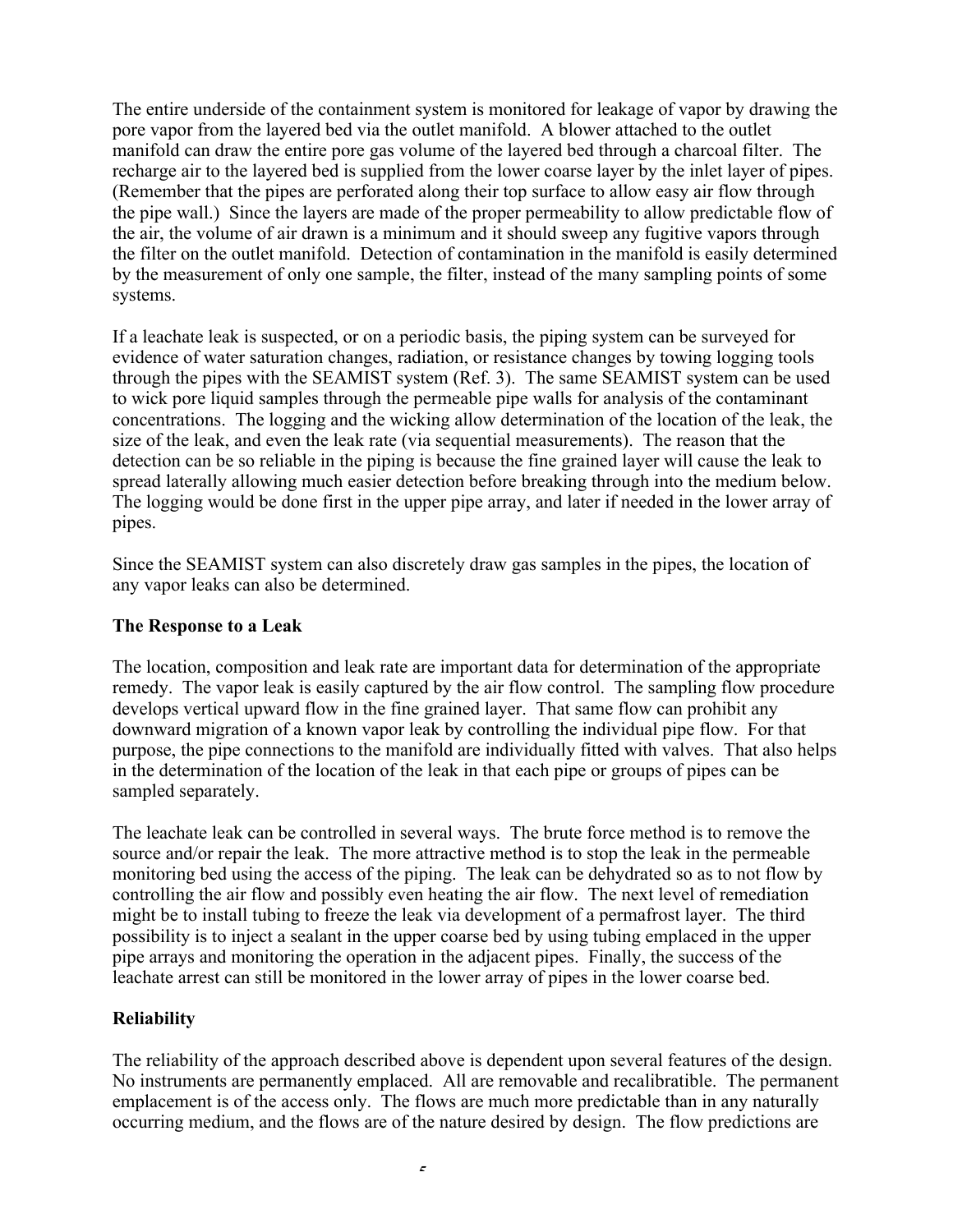The entire underside of the containment system is monitored for leakage of vapor by drawing the pore vapor from the layered bed via the outlet manifold. A blower attached to the outlet manifold can draw the entire pore gas volume of the layered bed through a charcoal filter. The recharge air to the layered bed is supplied from the lower coarse layer by the inlet layer of pipes. (Remember that the pipes are perforated along their top surface to allow easy air flow through the pipe wall.) Since the layers are made of the proper permeability to allow predictable flow of the air, the volume of air drawn is a minimum and it should sweep any fugitive vapors through the filter on the outlet manifold. Detection of contamination in the manifold is easily determined by the measurement of only one sample, the filter, instead of the many sampling points of some systems.

If a leachate leak is suspected, or on a periodic basis, the piping system can be surveyed for evidence of water saturation changes, radiation, or resistance changes by towing logging tools through the pipes with the SEAMIST system (Ref. 3). The same SEAMIST system can be used to wick pore liquid samples through the permeable pipe walls for analysis of the contaminant concentrations. The logging and the wicking allow determination of the location of the leak, the size of the leak, and even the leak rate (via sequential measurements). The reason that the detection can be so reliable in the piping is because the fine grained layer will cause the leak to spread laterally allowing much easier detection before breaking through into the medium below. The logging would be done first in the upper pipe array, and later if needed in the lower array of pipes.

Since the SEAMIST system can also discretely draw gas samples in the pipes, the location of any vapor leaks can also be determined.

**The Response to a Leak**

The location, composition and leak rate are important data for determination of the appropriate remedy. The vapor leak is easily captured by the air flow control. The sampling flow procedure develops vertical upward flow in the fine grained layer. That same flow can prohibit any downward migration of a known vapor leak by controlling the individual pipe flow. For that purpose, the pipe connections to the manifold are individually fitted with valves. That also helps in the determination of the location of the leak in that each pipe or groups of pipes can be sampled separately.

The leachate leak can be controlled in several ways. The brute force method is to remove the source and/or repair the leak. The more attractive method is to stop the leak in the permeable monitoring bed using the access of the piping. The leak can be dehydrated so as to not flow by controlling the air flow and possibly even heating the air flow. The next level of remediation might be to install tubing to freeze the leak via development of a permafrost layer. The third possibility is to inject a sealant in the upper coarse bed by using tubing emplaced in the upper pipe arrays and monitoring the operation in the adjacent pipes. Finally, the success of the leachate arrest can still be monitored in the lower array of pipes in the lower coarse bed.

**Reliability**

The reliability of the approach described above is dependent upon several features of the design. No instruments are permanently emplaced. All are removable and recalibratible. The permanent emplacement is of the access only. The flows are much more predictable than in any naturally occurring medium, and the flows are of the nature desired by design. The flow predictions are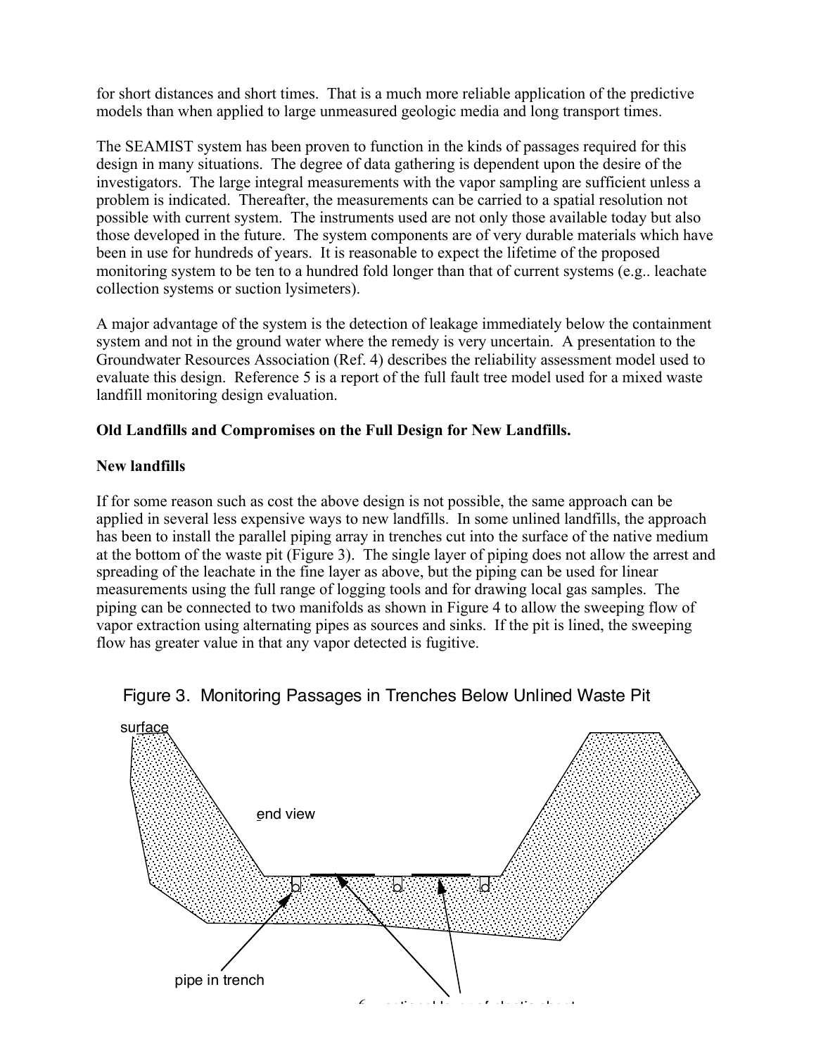for short distances and short times. That is a much more reliable application of the predictive models than when applied to large unmeasured geologic media and long transport times.

The SEAMIST system has been proven to function in the kinds of passages required for this design in many situations. The degree of data gathering is dependent upon the desire of the investigators. The large integral measurements with the vapor sampling are sufficient unless a problem is indicated. Thereafter, the measurements can be carried to a spatial resolution not possible with current system. The instruments used are not only those available today but also those developed in the future. The system components are of very durable materials which have been in use for hundreds of years. It is reasonable to expect the lifetime of the proposed monitoring system to be ten to a hundred fold longer than that of current systems (e.g.. leachate collection systems or suction lysimeters).

A major advantage of the system is the detection of leakage immediately below the containment system and not in the ground water where the remedy is very uncertain. A presentation to the Groundwater Resources Association (Ref. 4) describes the reliability assessment model used to evaluate this design. Reference 5 is a report of the full fault tree model used for a mixed waste landfill monitoring design evaluation.

**Old Landfills and Compromises on the Full Design for New Landfills.**

**New landfills**

If for some reason such as cost the above design is not possible, the same approach can be applied in several less expensive ways to new landfills. In some unlined landfills, the approach has been to install the parallel piping array in trenches cut into the surface of the native medium at the bottom of the waste pit (Figure 3). The single layer of piping does not allow the arrest and spreading of the leachate in the fine layer as above, but the piping can be used for linear measurements using the full range of logging tools and for drawing local gas samples. The piping can be connected to two manifolds as shown in Figure 4 to allow the sweeping flow of vapor extraction using alternating pipes as sources and sinks. If the pit is lined, the sweeping flow has greater value in that any vapor detected is fugitive.

Figure 3. Monitoring Passages in Trenches Below Unlined Waste Pit

surface

end view

pipe in trench

optional layer of plastic sheet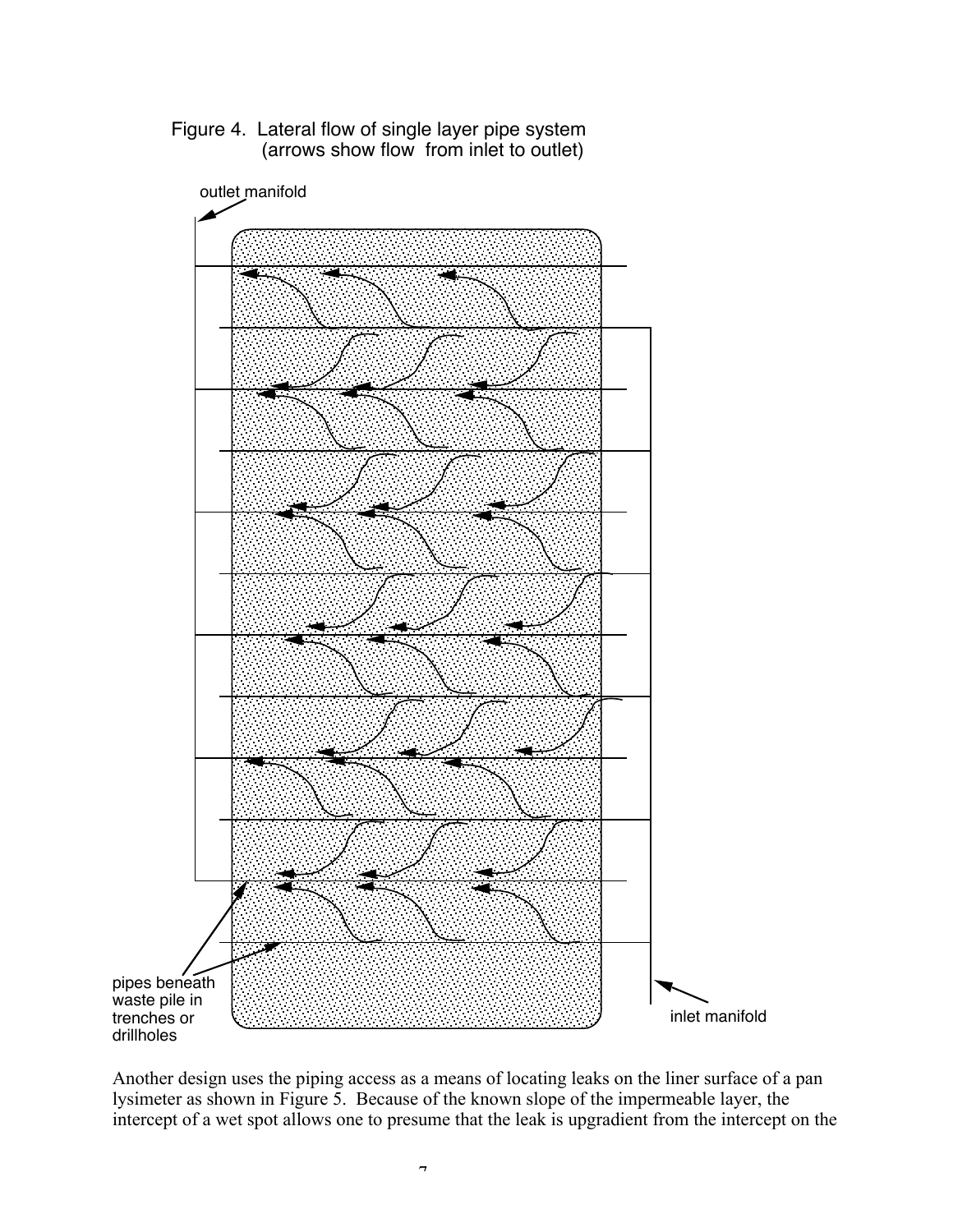Figure 4. Lateral flow of single layer pipe system (arrows show flow from inlet to outlet)

outlet manifold

pipes beneath waste pile in trenches or drillholes

inlet manifold

Another design uses the piping access as a means of locating leaks on the liner surface of a pan lysimeter as shown in Figure 5. Because of the known slope of the impermeable layer, the intercept of a wet spot allows one to presume that the leak is upgradient from the intercept on the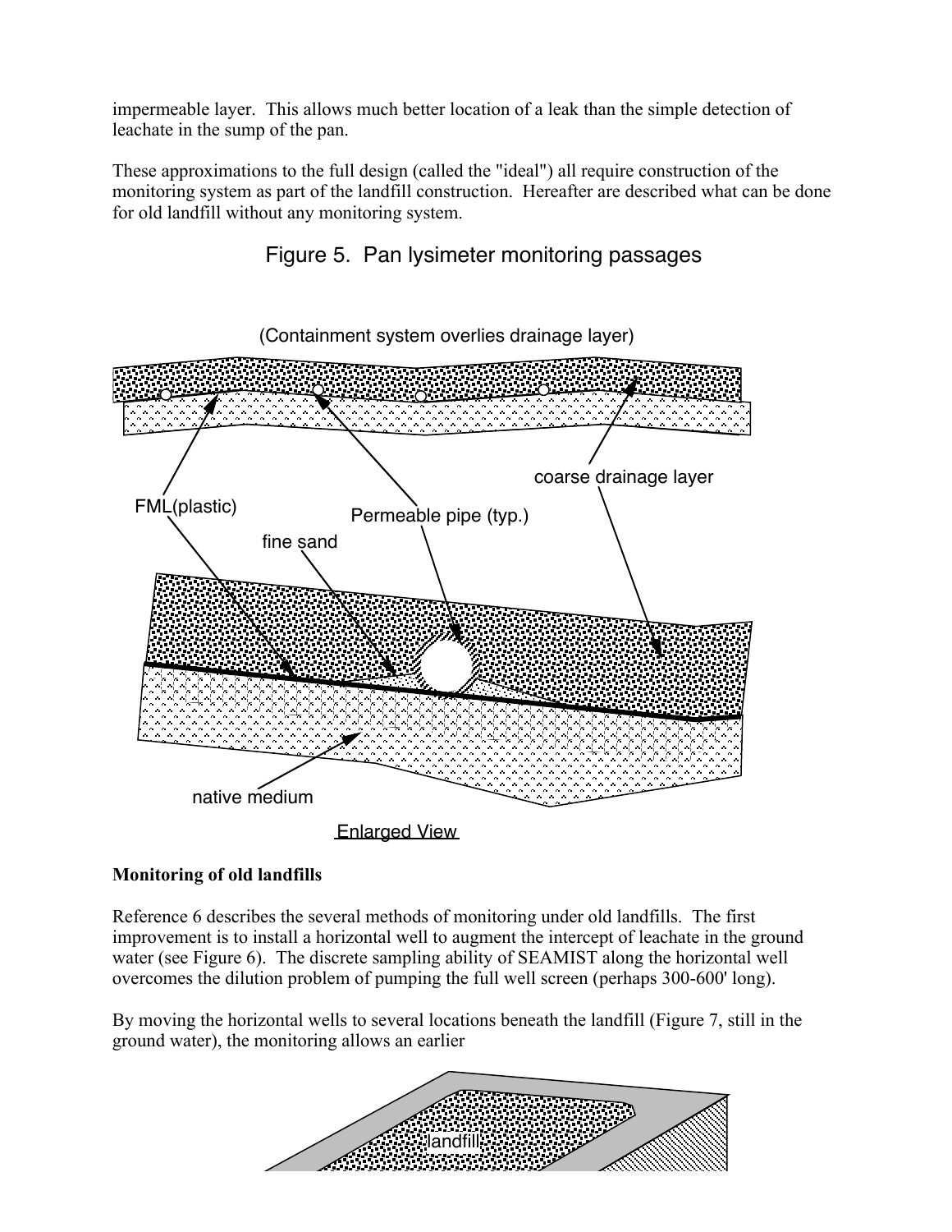impermeable layer. This allows much better location of a leak than the simple detection of leachate in the sump of the pan.

These approximations to the full design (called the "ideal") all require construction of the monitoring system as part of the landfill construction. Hereafter are described what can be done for old landfill without any monitoring system.

Figure 5. Pan lysimeter monitoring passages

(Containment system overlies drainage layer)

FML(plastic)

Permeable pipe (typ.)

coarse drainage layer

fine sand

native medium

Enlarged View

**Monitoring of old landfills**

Reference 6 describes the several methods of monitoring under old landfills. The first improvement is to install a horizontal well to augment the intercept of leachate in the ground water (see Figure 6). The discrete sampling ability of SEAMIST along the horizontal well overcomes the dilution problem of pumping the full well screen (perhaps 300-600' long).

By moving the horizontal wells to several locations beneath the landfill (Figure 7, still in the ground water), the monitoring allows an earlier

landfill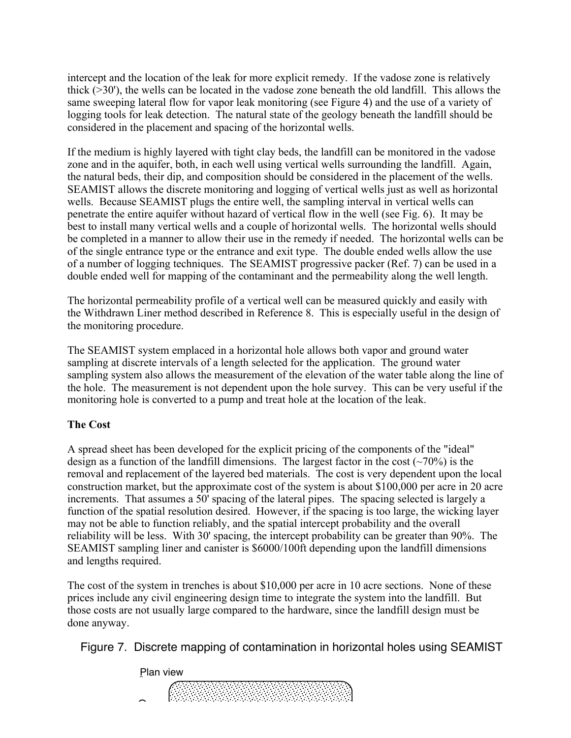intercept and the location of the leak for more explicit remedy. If the vadose zone is relatively thick (>30'), the wells can be located in the vadose zone beneath the old landfill. This allows the same sweeping lateral flow for vapor leak monitoring (see Figure 4) and the use of a variety of logging tools for leak detection. The natural state of the geology beneath the landfill should be considered in the placement and spacing of the horizontal wells.

If the medium is highly layered with tight clay beds, the landfill can be monitored in the vadose zone and in the aquifer, both, in each well using vertical wells surrounding the landfill. Again, the natural beds, their dip, and composition should be considered in the placement of the wells. SEAMIST allows the discrete monitoring and logging of vertical wells just as well as horizontal wells. Because SEAMIST plugs the entire well, the sampling interval in vertical wells can penetrate the entire aquifer without hazard of vertical flow in the well (see Fig. 6). It may be best to install many vertical wells and a couple of horizontal wells. The horizontal wells should be completed in a manner to allow their use in the remedy if needed. The horizontal wells can be of the single entrance type or the entrance and exit type. The double ended wells allow the use of a number of logging techniques. The SEAMIST progressive packer (Ref. 7) can be used in a double ended well for mapping of the contaminant and the permeability along the well length.

The horizontal permeability profile of a vertical well can be measured quickly and easily with the Withdrawn Liner method described in Reference 8. This is especially useful in the design of the monitoring procedure.

The SEAMIST system emplaced in a horizontal hole allows both vapor and ground water sampling at discrete intervals of a length selected for the application. The ground water sampling system also allows the measurement of the elevation of the water table along the line of the hole. The measurement is not dependent upon the hole survey. This can be very useful if the monitoring hole is converted to a pump and treat hole at the location of the leak.

**The Cost**

A spread sheet has been developed for the explicit pricing of the components of the "ideal" design as a function of the landfill dimensions. The largest factor in the cost (~70%) is the removal and replacement of the layered bed materials. The cost is very dependent upon the local construction market, but the approximate cost of the system is about $100,000 per acre in 20 acre increments. That assumes a 50' spacing of the lateral pipes. The spacing selected is largely a function of the spatial resolution desired. However, if the spacing is too large, the wicking layer may not be able to function reliably, and the spatial intercept probability and the overall reliability will be less. With 30' spacing, the intercept probability can be greater than 90%. The SEAMIST sampling liner and canister is $6000/100ft depending upon the landfill dimensions and lengths required.

The cost of the system in trenches is about $10,000 per acre in 10 acre sections. None of these prices include any civil engineering design time to integrate the system into the landfill. But those costs are not usually large compared to the hardware, since the landfill design must be done anyway.

Figure 7. Discrete mapping of contamination in horizontal holes using SEAMIST

Plan view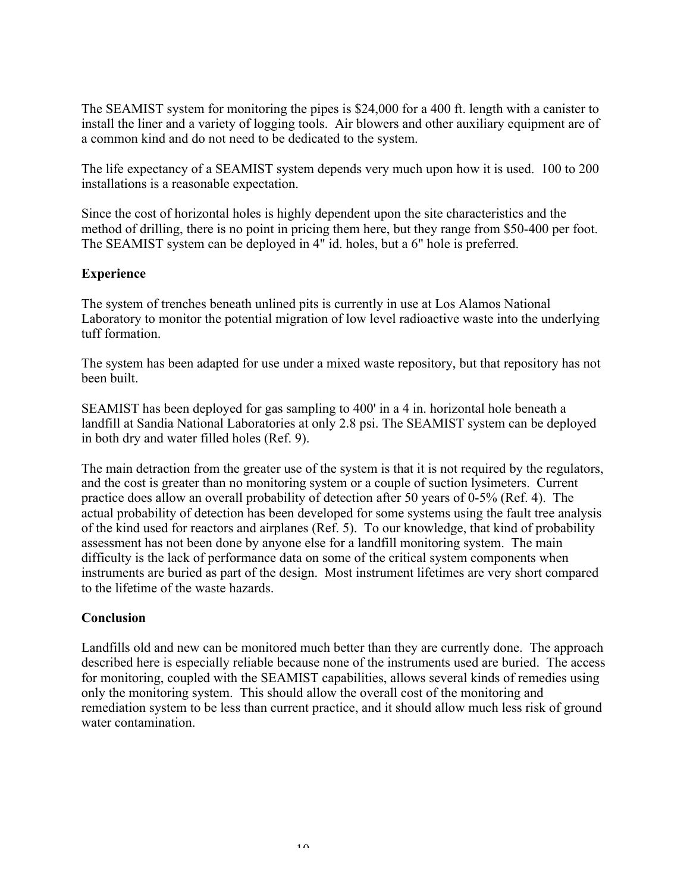The SEAMIST system for monitoring the pipes is $24,000 for a 400 ft. length with a canister to install the liner and a variety of logging tools. Air blowers and other auxiliary equipment are of a common kind and do not need to be dedicated to the system.

The life expectancy of a SEAMIST system depends very much upon how it is used. 100 to 200 installations is a reasonable expectation.

Since the cost of horizontal holes is highly dependent upon the site characteristics and the method of drilling, there is no point in pricing them here, but they range from $50-400 per foot. The SEAMIST system can be deployed in 4" id. holes, but a 6" hole is preferred.

**Experience**

The system of trenches beneath unlined pits is currently in use at Los Alamos National Laboratory to monitor the potential migration of low level radioactive waste into the underlying tuff formation.

The system has been adapted for use under a mixed waste repository, but that repository has not been built.

SEAMIST has been deployed for gas sampling to 400' in a 4 in. horizontal hole beneath a landfill at Sandia National Laboratories at only 2.8 psi. The SEAMIST system can be deployed in both dry and water filled holes (Ref. 9).

The main detraction from the greater use of the system is that it is not required by the regulators, and the cost is greater than no monitoring system or a couple of suction lysimeters. Current practice does allow an overall probability of detection after 50 years of 0-5% (Ref. 4). The actual probability of detection has been developed for some systems using the fault tree analysis of the kind used for reactors and airplanes (Ref. 5). To our knowledge, that kind of probability assessment has not been done by anyone else for a landfill monitoring system. The main difficulty is the lack of performance data on some of the critical system components when instruments are buried as part of the design. Most instrument lifetimes are very short compared to the lifetime of the waste hazards.

**Conclusion**

Landfills old and new can be monitored much better than they are currently done. The approach described here is especially reliable because none of the instruments used are buried. The access for monitoring, coupled with the SEAMIST capabilities, allows several kinds of remedies using only the monitoring system. This should allow the overall cost of the monitoring and remediation system to be less than current practice, and it should allow much less risk of ground water contamination.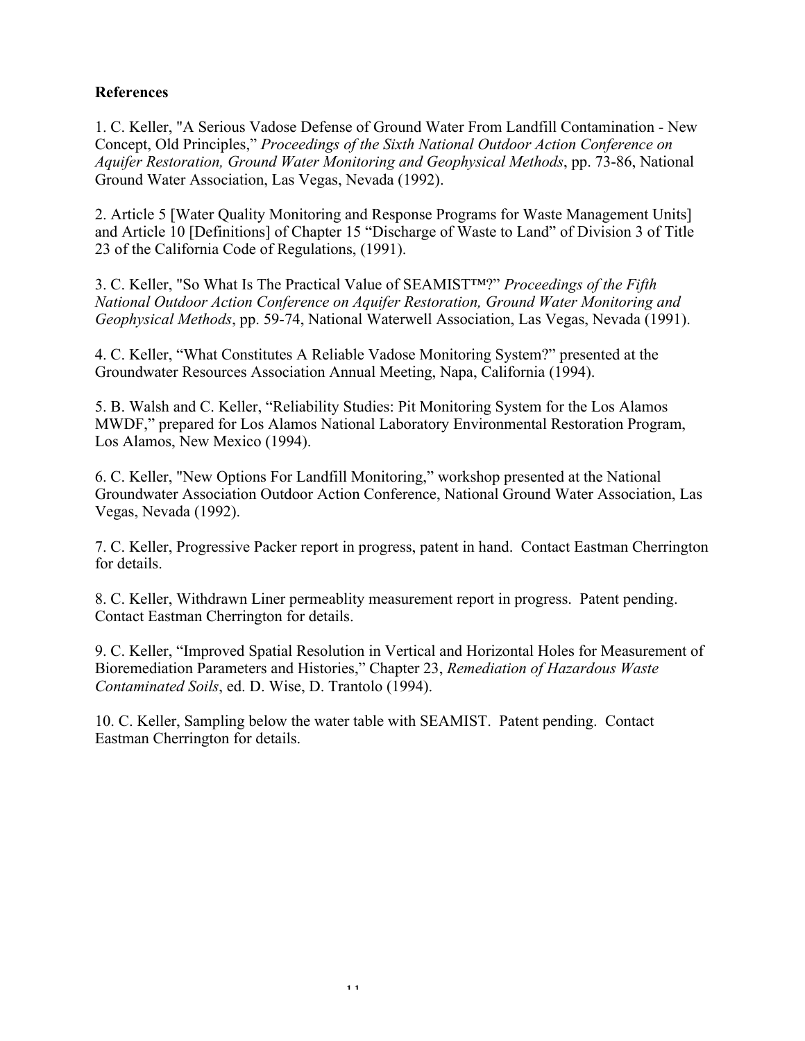**References**

1. C. Keller, "A Serious Vadose Defense of Ground Water From Landfill Contamination - New Concept, Old Principles," *Proceedings of the Sixth National Outdoor Action Conference on Aquifer Restoration, Ground Water Monitoring and Geophysical Methods*, pp. 73-86, National Ground Water Association, Las Vegas, Nevada (1992).

2. Article 5 [Water Quality Monitoring and Response Programs for Waste Management Units] and Article 10 [Definitions] of Chapter 15 "Discharge of Waste to Land" of Division 3 of Title 23 of the California Code of Regulations, (1991).

3. C. Keller, "So What Is The Practical Value of SEAMIST™?" *Proceedings of the Fifth National Outdoor Action Conference on Aquifer Restoration, Ground Water Monitoring and Geophysical Methods*, pp. 59-74, National Waterwell Association, Las Vegas, Nevada (1991).

4. C. Keller, "What Constitutes A Reliable Vadose Monitoring System?" presented at the Groundwater Resources Association Annual Meeting, Napa, California (1994).

5. B. Walsh and C. Keller, "Reliability Studies: Pit Monitoring System for the Los Alamos MWDF," prepared for Los Alamos National Laboratory Environmental Restoration Program, Los Alamos, New Mexico (1994).

6. C. Keller, "New Options For Landfill Monitoring," workshop presented at the National Groundwater Association Outdoor Action Conference, National Ground Water Association, Las Vegas, Nevada (1992).

7. C. Keller, Progressive Packer report in progress, patent in hand. Contact Eastman Cherrington for details.

8. C. Keller, Withdrawn Liner permeablity measurement report in progress. Patent pending. Contact Eastman Cherrington for details.

9. C. Keller, "Improved Spatial Resolution in Vertical and Horizontal Holes for Measurement of Bioremediation Parameters and Histories," Chapter 23, *Remediation of Hazardous Waste Contaminated Soils*, ed. D. Wise, D. Trantolo (1994).

10. C. Keller, Sampling below the water table with SEAMIST. Patent pending. Contact Eastman Cherrington for details.